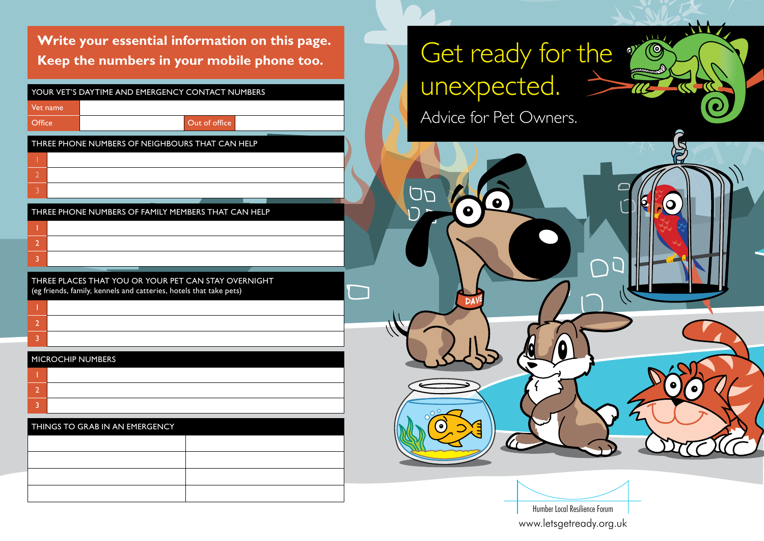**Write your essential information on this page.**
**Keep the numbers in your mobile phone too.**

| YOUR VET'S DAYTIME AND EMERGENCY CONTACT NUMBERS | | | |
|---|---|---|---|
| Vet name | | | |
| Office | | Out of office | |

| THREE PHONE NUMBERS OF NEIGHBOURS THAT CAN HELP | |
|---|---|
| 1 | |
| 2 | |
| 3 | |

| THREE PHONE NUMBERS OF FAMILY MEMBERS THAT CAN HELP | |
|---|---|
| 1 | |
| 2 | |
| 3 | |

| THREE PLACES THAT YOU OR YOUR PET CAN STAY OVERNIGHT (eg friends, family, kennels and catteries, hotels that take pets) | |
|---|---|
| 1 | |
| 2 | |
| 3 | |

| MICROCHIP NUMBERS | |
|---|---|
| 1 | |
| 2 | |
| 3 | |

| THINGS TO GRAB IN AN EMERGENCY | |
|---|---|
| | |
| | |
| | |
| | |

# Get ready for the unexpected.

## Advice for Pet Owners.

Humber Local Resilience Forum

www.letsgetready.org.uk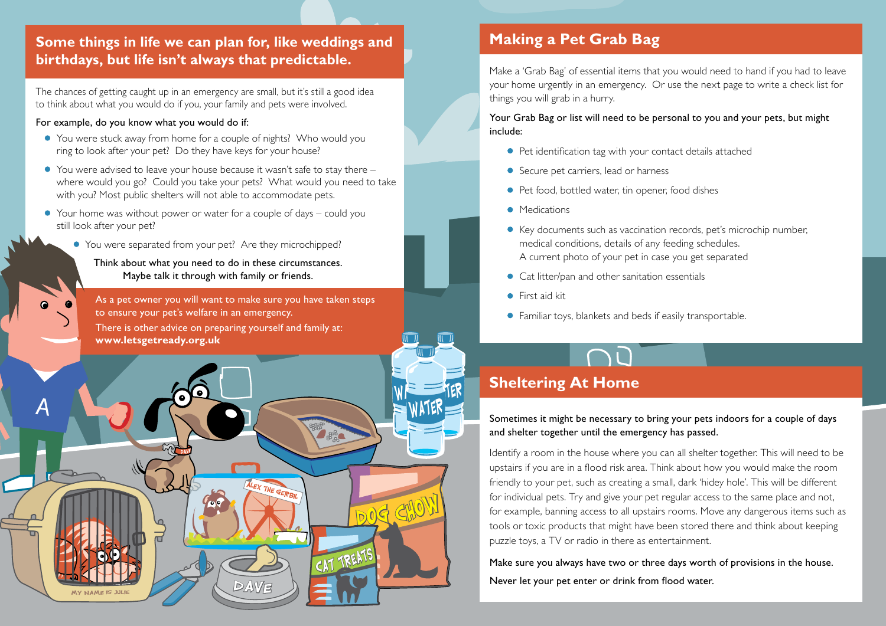## Some things in life we can plan for, like weddings and birthdays, but life isn't always that predictable.

The chances of getting caught up in an emergency are small, but it's still a good idea to think about what you would do if you, your family and pets were involved.

For example, do you know what you would do if:

- You were stuck away from home for a couple of nights? Who would you ring to look after your pet? Do they have keys for your house?
- You were advised to leave your house because it wasn't safe to stay there – where would you go? Could you take your pets? What would you need to take with you? Most public shelters will not able to accommodate pets.
- Your home was without power or water for a couple of days – could you still look after your pet?
- You were separated from your pet? Are they microchipped?

Think about what you need to do in these circumstances. Maybe talk it through with family or friends.

As a pet owner you will want to make sure you have taken steps to ensure your pet's welfare in an emergency.

There is other advice on preparing yourself and family at: **www.letsgetready.org.uk**

## Making a Pet Grab Bag

Make a 'Grab Bag' of essential items that you would need to hand if you had to leave your home urgently in an emergency. Or use the next page to write a check list for things you will grab in a hurry.

Your Grab Bag or list will need to be personal to you and your pets, but might include:

- Pet identification tag with your contact details attached
- Secure pet carriers, lead or harness
- Pet food, bottled water, tin opener, food dishes
- Medications
- Key documents such as vaccination records, pet's microchip number, medical conditions, details of any feeding schedules. A current photo of your pet in case you get separated
- Cat litter/pan and other sanitation essentials
- First aid kit
- Familiar toys, blankets and beds if easily transportable.

## Sheltering At Home

Sometimes it might be necessary to bring your pets indoors for a couple of days and shelter together until the emergency has passed.

Identify a room in the house where you can all shelter together. This will need to be upstairs if you are in a flood risk area. Think about how you would make the room friendly to your pet, such as creating a small, dark 'hidey hole'. This will be different for individual pets. Try and give your pet regular access to the same place and not, for example, banning access to all upstairs rooms. Move any dangerous items such as tools or toxic products that might have been stored there and think about keeping puzzle toys, a TV or radio in there as entertainment.

Make sure you always have two or three days worth of provisions in the house.

Never let your pet enter or drink from flood water.